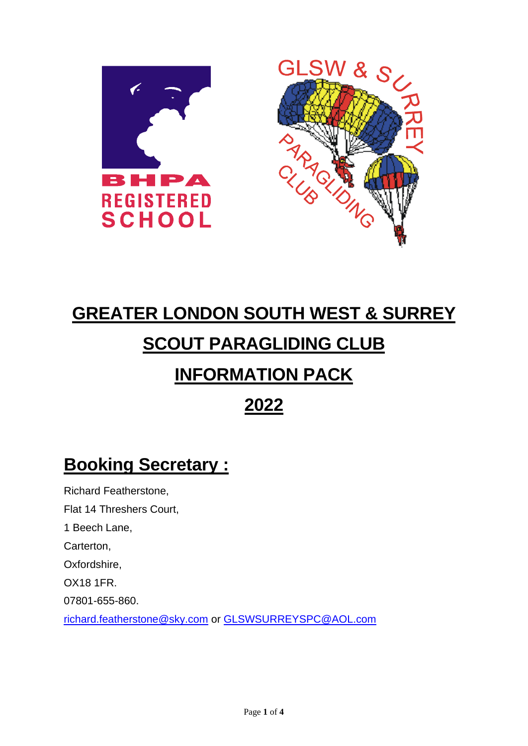# GREATER LONDON SOUTH WEST & SURREY SCOUT PARAGLIDING CLUB INFORMATION PACK 2022

## Booking Secretary :

Richard Featherstone,

Flat 14 Threshers Court,

1 Beech Lane,

Carterton,

Oxfordshire,

OX18 1FR.

07801-655-860.

richard.featherstone@sky.com or GLSWSURREYSPC@AOL.com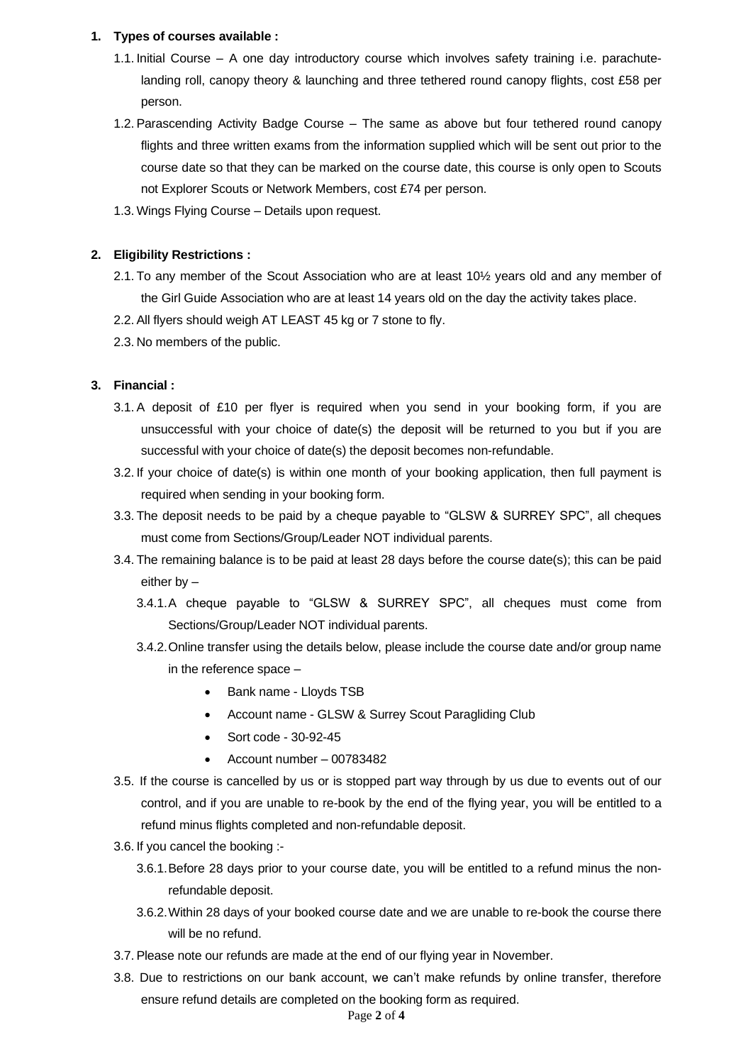1. **Types of courses available :**
   1.1. Initial Course – A one day introductory course which involves safety training i.e. parachute-landing roll, canopy theory & launching and three tethered round canopy flights, cost £58 per person.
   1.2. Parascending Activity Badge Course – The same as above but four tethered round canopy flights and three written exams from the information supplied which will be sent out prior to the course date so that they can be marked on the course date, this course is only open to Scouts not Explorer Scouts or Network Members, cost £74 per person.
   1.3. Wings Flying Course – Details upon request.

2. **Eligibility Restrictions :**
   2.1. To any member of the Scout Association who are at least 10½ years old and any member of the Girl Guide Association who are at least 14 years old on the day the activity takes place.
   2.2. All flyers should weigh AT LEAST 45 kg or 7 stone to fly.
   2.3. No members of the public.

3. **Financial :**
   3.1. A deposit of £10 per flyer is required when you send in your booking form, if you are unsuccessful with your choice of date(s) the deposit will be returned to you but if you are successful with your choice of date(s) the deposit becomes non-refundable.
   3.2. If your choice of date(s) is within one month of your booking application, then full payment is required when sending in your booking form.
   3.3. The deposit needs to be paid by a cheque payable to "GLSW & SURREY SPC", all cheques must come from Sections/Group/Leader NOT individual parents.
   3.4. The remaining balance is to be paid at least 28 days before the course date(s); this can be paid either by –
      3.4.1. A cheque payable to "GLSW & SURREY SPC", all cheques must come from Sections/Group/Leader NOT individual parents.
      3.4.2. Online transfer using the details below, please include the course date and/or group name in the reference space –
         - Bank name - Lloyds TSB
         - Account name - GLSW & Surrey Scout Paragliding Club
         - Sort code - 30-92-45
         - Account number – 00783482
   3.5. If the course is cancelled by us or is stopped part way through by us due to events out of our control, and if you are unable to re-book by the end of the flying year, you will be entitled to a refund minus flights completed and non-refundable deposit.
   3.6. If you cancel the booking :-
      3.6.1. Before 28 days prior to your course date, you will be entitled to a refund minus the non-refundable deposit.
      3.6.2. Within 28 days of your booked course date and we are unable to re-book the course there will be no refund.
   3.7. Please note our refunds are made at the end of our flying year in November.
   3.8. Due to restrictions on our bank account, we can't make refunds by online transfer, therefore ensure refund details are completed on the booking form as required.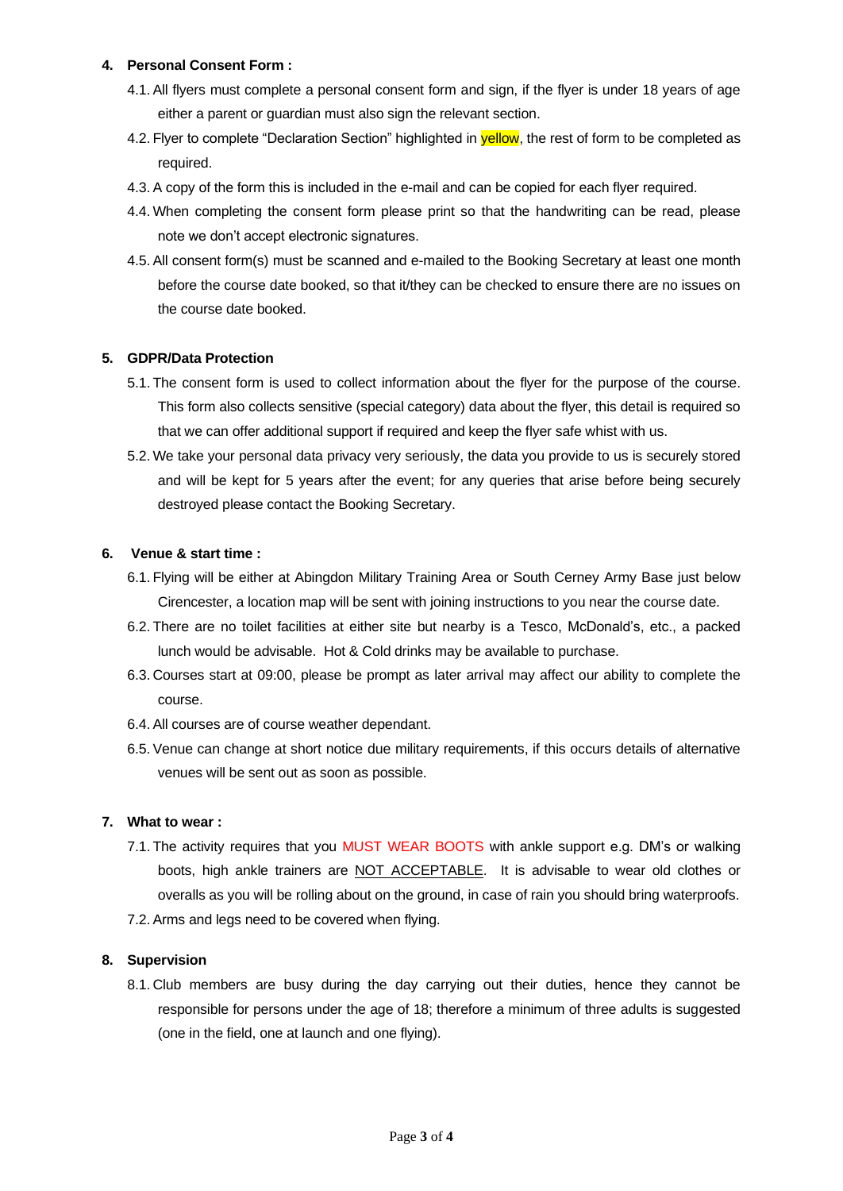**4. Personal Consent Form :**

4.1. All flyers must complete a personal consent form and sign, if the flyer is under 18 years of age either a parent or guardian must also sign the relevant section.

4.2. Flyer to complete "Declaration Section" highlighted in yellow, the rest of form to be completed as required.

4.3. A copy of the form this is included in the e-mail and can be copied for each flyer required.

4.4. When completing the consent form please print so that the handwriting can be read, please note we don't accept electronic signatures.

4.5. All consent form(s) must be scanned and e-mailed to the Booking Secretary at least one month before the course date booked, so that it/they can be checked to ensure there are no issues on the course date booked.

**5. GDPR/Data Protection**

5.1. The consent form is used to collect information about the flyer for the purpose of the course. This form also collects sensitive (special category) data about the flyer, this detail is required so that we can offer additional support if required and keep the flyer safe whist with us.

5.2. We take your personal data privacy very seriously, the data you provide to us is securely stored and will be kept for 5 years after the event; for any queries that arise before being securely destroyed please contact the Booking Secretary.

**6. Venue & start time :**

6.1. Flying will be either at Abingdon Military Training Area or South Cerney Army Base just below Cirencester, a location map will be sent with joining instructions to you near the course date.

6.2. There are no toilet facilities at either site but nearby is a Tesco, McDonald's, etc., a packed lunch would be advisable. Hot & Cold drinks may be available to purchase.

6.3. Courses start at 09:00, please be prompt as later arrival may affect our ability to complete the course.

6.4. All courses are of course weather dependant.

6.5. Venue can change at short notice due military requirements, if this occurs details of alternative venues will be sent out as soon as possible.

**7. What to wear :**

7.1. The activity requires that you MUST WEAR BOOTS with ankle support e.g. DM's or walking boots, high ankle trainers are <u>NOT ACCEPTABLE</u>. It is advisable to wear old clothes or overalls as you will be rolling about on the ground, in case of rain you should bring waterproofs.

7.2. Arms and legs need to be covered when flying.

**8. Supervision**

8.1. Club members are busy during the day carrying out their duties, hence they cannot be responsible for persons under the age of 18; therefore a minimum of three adults is suggested (one in the field, one at launch and one flying).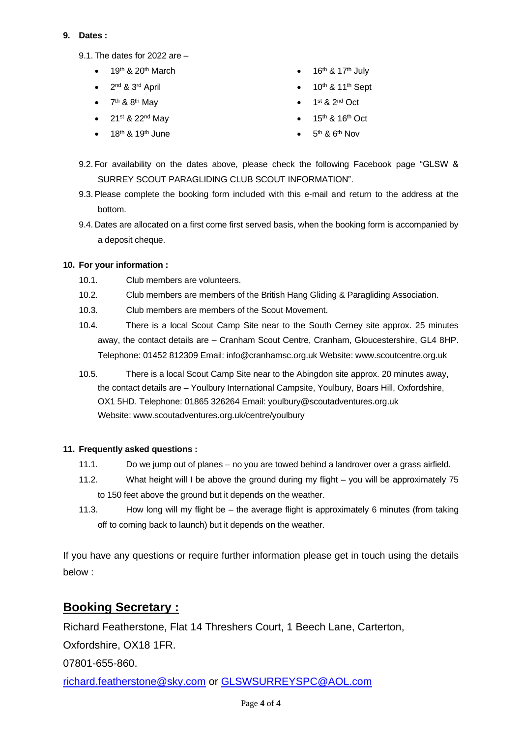**9. Dates :**

9.1. The dates for 2022 are –

- 19th & 20th March
- 2nd & 3rd April
- 7th & 8th May
- 21st & 22nd May
- 18th & 19th June
- 16th & 17th July
- 10th & 11th Sept
- 1st & 2nd Oct
- 15th & 16th Oct
- 5th & 6th Nov

9.2. For availability on the dates above, please check the following Facebook page "GLSW & SURREY SCOUT PARAGLIDING CLUB SCOUT INFORMATION".

9.3. Please complete the booking form included with this e-mail and return to the address at the bottom.

9.4. Dates are allocated on a first come first served basis, when the booking form is accompanied by a deposit cheque.

**10. For your information :**

10.1. Club members are volunteers.

10.2. Club members are members of the British Hang Gliding & Paragliding Association.

10.3. Club members are members of the Scout Movement.

10.4. There is a local Scout Camp Site near to the South Cerney site approx. 25 minutes away, the contact details are – Cranham Scout Centre, Cranham, Gloucestershire, GL4 8HP. Telephone: 01452 812309 Email: info@cranhamsc.org.uk Website: www.scoutcentre.org.uk

10.5. There is a local Scout Camp Site near to the Abingdon site approx. 20 minutes away, the contact details are – Youlbury International Campsite, Youlbury, Boars Hill, Oxfordshire, OX1 5HD. Telephone: 01865 326264 Email: youlbury@scoutadventures.org.uk Website: www.scoutadventures.org.uk/centre/youlbury

**11. Frequently asked questions :**

11.1. Do we jump out of planes – no you are towed behind a landrover over a grass airfield.

11.2. What height will I be above the ground during my flight – you will be approximately 75 to 150 feet above the ground but it depends on the weather.

11.3. How long will my flight be – the average flight is approximately 6 minutes (from taking off to coming back to launch) but it depends on the weather.

If you have any questions or require further information please get in touch using the details below :

## Booking Secretary :

Richard Featherstone, Flat 14 Threshers Court, 1 Beech Lane, Carterton, Oxfordshire, OX18 1FR.

07801-655-860.

richard.featherstone@sky.com or GLSWSURREYSPC@AOL.com